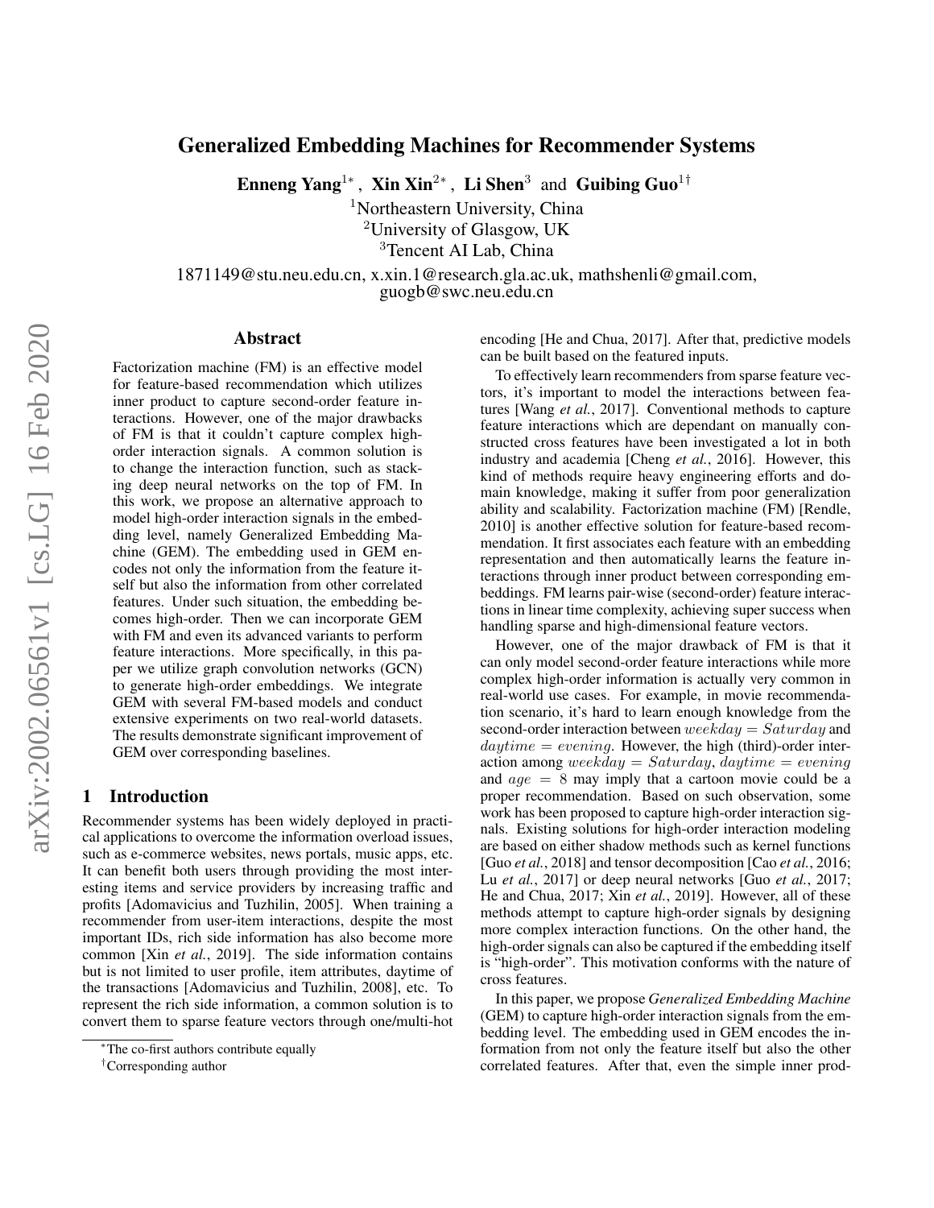# Generalized Embedding Machines for Recommender Systems

**Enneng Yang**[1*], **Xin Xin**[2*], **Li Shen**[3] and **Guibing Guo**[1†]

[1]Northeastern University, China
[2]University of Glasgow, UK
[3]Tencent AI Lab, China

1871149@stu.neu.edu.cn, x.xin.1@research.gla.ac.uk, mathshenli@gmail.com, guogb@swc.neu.edu.cn

## Abstract

Factorization machine (FM) is an effective model for feature-based recommendation which utilizes inner product to capture second-order feature interactions. However, one of the major drawbacks of FM is that it couldn't capture complex high-order interaction signals. A common solution is to change the interaction function, such as stacking deep neural networks on the top of FM. In this work, we propose an alternative approach to model high-order interaction signals in the embedding level, namely Generalized Embedding Machine (GEM). The embedding used in GEM encodes not only the information from the feature itself but also the information from other correlated features. Under such situation, the embedding becomes high-order. Then we can incorporate GEM with FM and even its advanced variants to perform feature interactions. More specifically, in this paper we utilize graph convolution networks (GCN) to generate high-order embeddings. We integrate GEM with several FM-based models and conduct extensive experiments on two real-world datasets. The results demonstrate significant improvement of GEM over corresponding baselines.

## 1 Introduction

Recommender systems has been widely deployed in practical applications to overcome the information overload issues, such as e-commerce websites, news portals, music apps, etc. It can benefit both users through providing the most interesting items and service providers by increasing traffic and profits [Adomavicius and Tuzhilin, 2005]. When training a recommender from user-item interactions, despite the most important IDs, rich side information has also become more common [Xin *et al.*, 2019]. The side information contains but is not limited to user profile, item attributes, daytime of the transactions [Adomavicius and Tuzhilin, 2008], etc. To represent the rich side information, a common solution is to convert them to sparse feature vectors through one/multi-hot encoding [He and Chua, 2017]. After that, predictive models can be built based on the featured inputs.

To effectively learn recommenders from sparse feature vectors, it's important to model the interactions between features [Wang *et al.*, 2017]. Conventional methods to capture feature interactions which are dependant on manually constructed cross features have been investigated a lot in both industry and academia [Cheng *et al.*, 2016]. However, this kind of methods require heavy engineering efforts and domain knowledge, making it suffer from poor generalization ability and scalability. Factorization machine (FM) [Rendle, 2010] is another effective solution for feature-based recommendation. It first associates each feature with an embedding representation and then automatically learns the feature interactions through inner product between corresponding embeddings. FM learns pair-wise (second-order) feature interactions in linear time complexity, achieving super success when handling sparse and high-dimensional feature vectors.

However, one of the major drawback of FM is that it can only model second-order feature interactions while more complex high-order information is actually very common in real-world use cases. For example, in movie recommendation scenario, it's hard to learn enough knowledge from the second-order interaction between $weekday = Saturday$ and $daytime = evening$. However, the high (third)-order interaction among $weekday = Saturday, daytime = evening$ and $age = 8$ may imply that a cartoon movie could be a proper recommendation. Based on such observation, some work has been proposed to capture high-order interaction signals. Existing solutions for high-order interaction modeling are based on either shadow methods such as kernel functions [Guo *et al.*, 2018] and tensor decomposition [Cao *et al.*, 2016; Lu *et al.*, 2017] or deep neural networks [Guo *et al.*, 2017; He and Chua, 2017; Xin *et al.*, 2019]. However, all of these methods attempt to capture high-order signals by designing more complex interaction functions. On the other hand, the high-order signals can also be captured if the embedding itself is "high-order". This motivation conforms with the nature of cross features.

In this paper, we propose *Generalized Embedding Machine* (GEM) to capture high-order interaction signals from the embedding level. The embedding used in GEM encodes the information from not only the feature itself but also the other correlated features. After that, even the simple inner prod-

[*]The co-first authors contribute equally
[†]Corresponding author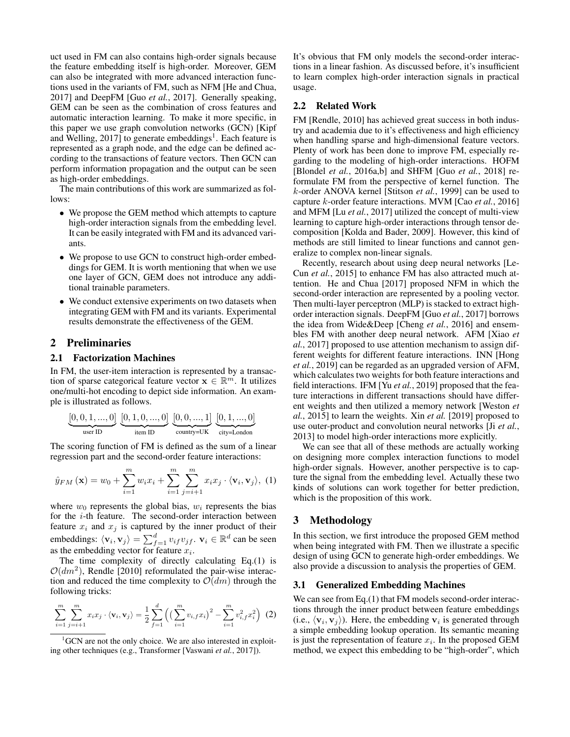uct used in FM can also contains high-order signals because the feature embedding itself is high-order. Moreover, GEM can also be integrated with more advanced interaction functions used in the variants of FM, such as NFM [He and Chua, 2017] and DeepFM [Guo *et al.*, 2017]. Generally speaking, GEM can be seen as the combination of cross features and automatic interaction learning. To make it more specific, in this paper we use graph convolution networks (GCN) [Kipf and Welling, 2017] to generate embeddings[1]. Each feature is represented as a graph node, and the edge can be defined according to the transactions of feature vectors. Then GCN can perform information propagation and the output can be seen as high-order embeddings.

The main contributions of this work are summarized as follows:

- We propose the GEM method which attempts to capture high-order interaction signals from the embedding level. It can be easily integrated with FM and its advanced variants.
- We propose to use GCN to construct high-order embeddings for GEM. It is worth mentioning that when we use one layer of GCN, GEM does not introduce any additional trainable parameters.
- We conduct extensive experiments on two datasets when integrating GEM with FM and its variants. Experimental results demonstrate the effectiveness of the GEM.

## 2 Preliminaries

### 2.1 Factorization Machines

In FM, the user-item interaction is represented by a transaction of sparse categorical feature vector $\mathbf{x} \in \mathbb{R}^m$. It utilizes one/multi-hot encoding to depict side information. An example is illustrated as follows.

$$\underbrace{[0,0,1,...,0]}_{\text{user ID}}\ \underbrace{[0,1,0,...,0]}_{\text{item ID}}\ \underbrace{[0,0,...,1]}_{\text{country=UK}}\ \underbrace{[0,1,...,0]}_{\text{city=London}}$$

The scoring function of FM is defined as the sum of a linear regression part and the second-order feature interactions:

$$\hat{y}_{FM}(\mathbf{x}) = w_0 + \sum_{i=1}^{m} w_i x_i + \sum_{i=1}^{m} \sum_{j=i+1}^{m} x_i x_j \cdot \langle \mathbf{v}_i, \mathbf{v}_j \rangle, \quad (1)$$

where $w_0$ represents the global bias, $w_i$ represents the bias for the $i$-th feature. The second-order interaction between feature $x_i$ and $x_j$ is captured by the inner product of their embeddings: $\langle \mathbf{v}_i, \mathbf{v}_j \rangle = \sum_{f=1}^{d} v_{if} v_{jf}$. $\mathbf{v}_i \in \mathbb{R}^d$ can be seen as the embedding vector for feature $x_i$.

The time complexity of directly calculating Eq.(1) is $\mathcal{O}(dm^2)$, Rendle [2010] reformulated the pair-wise interaction and reduced the time complexity to $\mathcal{O}(dm)$ through the following tricks:

$$\sum_{i=1}^{m} \sum_{j=i+1}^{m} x_i x_j \cdot \langle \mathbf{v}_i, \mathbf{v}_j \rangle = \frac{1}{2} \sum_{f=1}^{d} \Big( \big( \sum_{i=1}^{m} v_{i,f} x_i \big)^2 - \sum_{i=1}^{m} v_{i,f}^2 x_i^2 \Big) \quad (2)$$

[1] GCN are not the only choice. We are also interested in exploiting other techniques (e.g., Transformer [Vaswani *et al.*, 2017]).

It's obvious that FM only models the second-order interactions in a linear fashion. As discussed before, it's insufficient to learn complex high-order interaction signals in practical usage.

### 2.2 Related Work

FM [Rendle, 2010] has achieved great success in both industry and academia due to it's effectiveness and high efficiency when handling sparse and high-dimensional feature vectors. Plenty of work has been done to improve FM, especially regarding to the modeling of high-order interactions. HOFM [Blondel *et al.*, 2016a,b] and SHFM [Guo *et al.*, 2018] reformulate FM from the perspective of kernel function. The $k$-order ANOVA kernel [Stitson *et al.*, 1999] can be used to capture $k$-order feature interactions. MVM [Cao *et al.*, 2016] and MFM [Lu *et al.*, 2017] utilized the concept of multi-view learning to capture high-order interactions through tensor decomposition [Kolda and Bader, 2009]. However, this kind of methods are still limited to linear functions and cannot generalize to complex non-linear signals.

Recently, research about using deep neural networks [LeCun *et al.*, 2015] to enhance FM has also attracted much attention. He and Chua [2017] proposed NFM in which the second-order interaction are represented by a pooling vector. Then multi-layer perceptron (MLP) is stacked to extract high-order interaction signals. DeepFM [Guo *et al.*, 2017] borrows the idea from Wide&Deep [Cheng *et al.*, 2016] and ensembles FM with another deep neural network. AFM [Xiao *et al.*, 2017] proposed to use attention mechanism to assign different weights for different feature interactions. INN [Hong *et al.*, 2019] can be regarded as an upgraded version of AFM, which calculates two weights for both feature interactions and field interactions. IFM [Yu *et al.*, 2019] proposed that the feature interactions in different transactions should have different weights and then utilized a memory network [Weston *et al.*, 2015] to learn the weights. Xin *et al.* [2019] proposed to use outer-product and convolution neural networks [Ji *et al.*, 2013] to model high-order interactions more explicitly.

We can see that all of these methods are actually working on designing more complex interaction functions to model high-order signals. However, another perspective is to capture the signal from the embedding level. Actually these two kinds of solutions can work together for better prediction, which is the proposition of this work.

## 3 Methodology

In this section, we first introduce the proposed GEM method when being integrated with FM. Then we illustrate a specific design of using GCN to generate high-order embeddings. We also provide a discussion to analysis the properties of GEM.

### 3.1 Generalized Embedding Machines

We can see from Eq.(1) that FM models second-order interactions through the inner product between feature embeddings (i.e., $\langle \mathbf{v}_i, \mathbf{v}_j \rangle$). Here, the embedding $\mathbf{v}_i$ is generated through a simple embedding lookup operation. Its semantic meaning is just the representation of feature $x_i$. In the proposed GEM method, we expect this embedding to be "high-order", which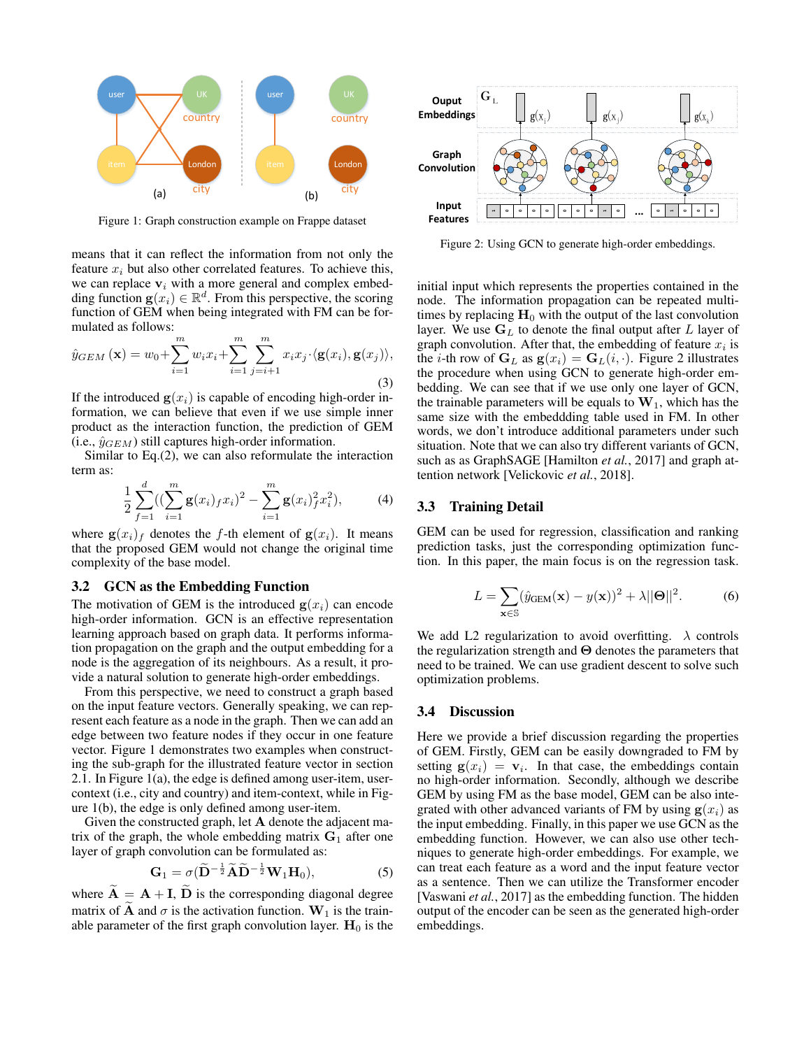Figure 1: Graph construction example on Frappe dataset

means that it can reflect the information from not only the feature $x_i$ but also other correlated features. To achieve this, we can replace $\mathbf{v}_i$ with a more general and complex embedding function $\mathbf{g}(x_i) \in \mathbb{R}^d$. From this perspective, the scoring function of GEM when being integrated with FM can be formulated as follows:

$$\hat{y}_{GEM}(\mathbf{x}) = w_0 + \sum_{i=1}^{m} w_i x_i + \sum_{i=1}^{m} \sum_{j=i+1}^{m} x_i x_j \cdot \langle \mathbf{g}(x_i), \mathbf{g}(x_j) \rangle, \tag{3}$$

If the introduced $\mathbf{g}(x_i)$ is capable of encoding high-order information, we can believe that even if we use simple inner product as the interaction function, the prediction of GEM (i.e., $\hat{y}_{GEM}$) still captures high-order information.

Similar to Eq.(2), we can also reformulate the interaction term as:

$$\frac{1}{2} \sum_{f=1}^{d} \left( \left( \sum_{i=1}^{m} \mathbf{g}(x_i)_f x_i \right)^2 - \sum_{i=1}^{m} \mathbf{g}(x_i)_f^2 x_i^2 \right), \tag{4}$$

where $\mathbf{g}(x_i)_f$ denotes the $f$-th element of $\mathbf{g}(x_i)$. It means that the proposed GEM would not change the original time complexity of the base model.

### 3.2 GCN as the Embedding Function

The motivation of GEM is the introduced $\mathbf{g}(x_i)$ can encode high-order information. GCN is an effective representation learning approach based on graph data. It performs information propagation on the graph and the output embedding for a node is the aggregation of its neighbours. As a result, it provide a natural solution to generate high-order embeddings.

From this perspective, we need to construct a graph based on the input feature vectors. Generally speaking, we can represent each feature as a node in the graph. Then we can add an edge between two feature nodes if they occur in one feature vector. Figure 1 demonstrates two examples when constructing the sub-graph for the illustrated feature vector in section 2.1. In Figure 1(a), the edge is defined among user-item, user-context (i.e., city and country) and item-context, while in Figure 1(b), the edge is only defined among user-item.

Given the constructed graph, let $\mathbf{A}$ denote the adjacent matrix of the graph, the whole embedding matrix $\mathbf{G}_1$ after one layer of graph convolution can be formulated as:

$$\mathbf{G}_1 = \sigma(\widetilde{\mathbf{D}}^{-\frac{1}{2}} \widetilde{\mathbf{A}} \widetilde{\mathbf{D}}^{-\frac{1}{2}} \mathbf{W}_1 \mathbf{H}_0), \tag{5}$$

where $\widetilde{\mathbf{A}} = \mathbf{A} + \mathbf{I}$, $\widetilde{\mathbf{D}}$ is the corresponding diagonal degree matrix of $\widetilde{\mathbf{A}}$ and $\sigma$ is the activation function. $\mathbf{W}_1$ is the trainable parameter of the first graph convolution layer. $\mathbf{H}_0$ is the initial input which represents the properties contained in the node. The information propagation can be repeated multi-times by replacing $\mathbf{H}_0$ with the output of the last convolution layer. We use $\mathbf{G}_L$ to denote the final output after $L$ layer of graph convolution. After that, the embedding of feature $x_i$ is the $i$-th row of $\mathbf{G}_L$ as $\mathbf{g}(x_i) = \mathbf{G}_L(i, \cdot)$. Figure 2 illustrates the procedure when using GCN to generate high-order embedding. We can see that if we use only one layer of GCN, the trainable parameters will be equals to $\mathbf{W}_1$, which has the same size with the embeddding table used in FM. In other words, we don't introduce additional parameters under such situation. Note that we can also try different variants of GCN, such as as GraphSAGE [Hamilton *et al.*, 2017] and graph attention network [Velickovic *et al.*, 2018].

Figure 2: Using GCN to generate high-order embeddings.

### 3.3 Training Detail

GEM can be used for regression, classification and ranking prediction tasks, just the corresponding optimization function. In this paper, the main focus is on the regression task.

$$L = \sum_{\mathbf{x} \in \mathbb{S}} (\hat{y}_{\text{GEM}}(\mathbf{x}) - y(\mathbf{x}))^2 + \lambda ||\mathbf{\Theta}||^2. \tag{6}$$

We add L2 regularization to avoid overfitting. $\lambda$ controls the regularization strength and $\mathbf{\Theta}$ denotes the parameters that need to be trained. We can use gradient descent to solve such optimization problems.

### 3.4 Discussion

Here we provide a brief discussion regarding the properties of GEM. Firstly, GEM can be easily downgraded to FM by setting $\mathbf{g}(x_i) = \mathbf{v}_i$. In that case, the embeddings contain no high-order information. Secondly, although we describe GEM by using FM as the base model, GEM can be also integrated with other advanced variants of FM by using $\mathbf{g}(x_i)$ as the input embedding. Finally, in this paper we use GCN as the embedding function. However, we can also use other techniques to generate high-order embeddings. For example, we can treat each feature as a word and the input feature vector as a sentence. Then we can utilize the Transformer encoder [Vaswani *et al.*, 2017] as the embedding function. The hidden output of the encoder can be seen as the generated high-order embeddings.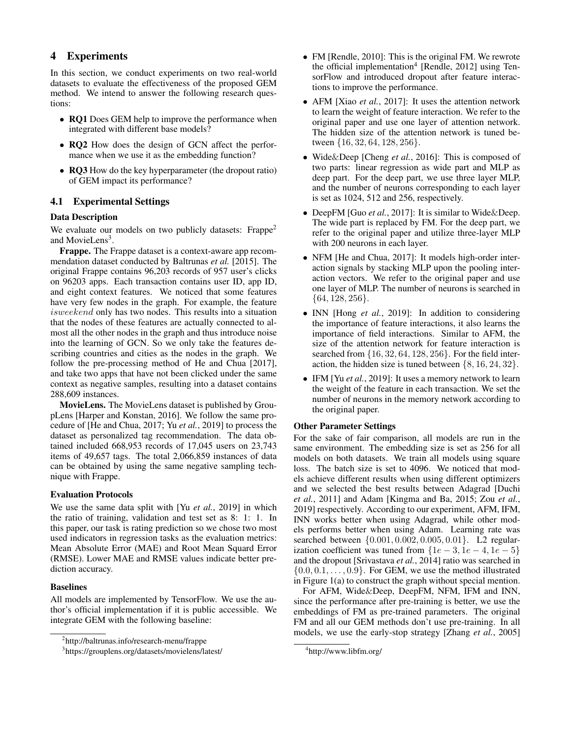## 4 Experiments

In this section, we conduct experiments on two real-world datasets to evaluate the effectiveness of the proposed GEM method. We intend to answer the following research questions:

- **RQ1** Does GEM help to improve the performance when integrated with different base models?
- **RQ2** How does the design of GCN affect the performance when we use it as the embedding function?
- **RQ3** How do the key hyperparameter (the dropout ratio) of GEM impact its performance?

### 4.1 Experimental Settings

**Data Description**

We evaluate our models on two publicly datasets: Frappe[2] and MovieLens[3].

**Frappe.** The Frappe dataset is a context-aware app recommendation dataset conducted by Baltrunas *et al.* [2015]. The original Frappe contains 96,203 records of 957 user's clicks on 96203 apps. Each transaction contains user ID, app ID, and eight context features. We noticed that some features have very few nodes in the graph. For example, the feature $isweekend$ only has two nodes. This results into a situation that the nodes of these features are actually connected to almost all the other nodes in the graph and thus introduce noise into the learning of GCN. So we only take the features describing countries and cities as the nodes in the graph. We follow the pre-processing method of He and Chua [2017], and take two apps that have not been clicked under the same context as negative samples, resulting into a dataset contains 288,609 instances.

**MovieLens.** The MovieLens dataset is published by GroupLens [Harper and Konstan, 2016]. We follow the same procedure of [He and Chua, 2017; Yu *et al.*, 2019] to process the dataset as personalized tag recommendation. The data obtained included 668,953 records of 17,045 users on 23,743 items of 49,657 tags. The total 2,066,859 instances of data can be obtained by using the same negative sampling technique with Frappe.

**Evaluation Protocols**

We use the same data split with [Yu *et al.*, 2019] in which the ratio of training, validation and test set as 8: 1: 1. In this paper, our task is rating prediction so we chose two most used indicators in regression tasks as the evaluation metrics: Mean Absolute Error (MAE) and Root Mean Squard Error (RMSE). Lower MAE and RMSE values indicate better prediction accuracy.

**Baselines**

All models are implemented by TensorFlow. We use the author's official implementation if it is public accessible. We integrate GEM with the following baseline:

- FM [Rendle, 2010]: This is the original FM. We rewrote the official implementation[4] [Rendle, 2012] using TensorFlow and introduced dropout after feature interactions to improve the performance.
- AFM [Xiao *et al.*, 2017]: It uses the attention network to learn the weight of feature interaction. We refer to the original paper and use one layer of attention network. The hidden size of the attention network is tuned between $\{16, 32, 64, 128, 256\}$.
- Wide&Deep [Cheng *et al.*, 2016]: This is composed of two parts: linear regression as wide part and MLP as deep part. For the deep part, we use three layer MLP, and the number of neurons corresponding to each layer is set as 1024, 512 and 256, respectively.
- DeepFM [Guo *et al.*, 2017]: It is similar to Wide&Deep. The wide part is replaced by FM. For the deep part, we refer to the original paper and utilize three-layer MLP with 200 neurons in each layer.
- NFM [He and Chua, 2017]: It models high-order interaction signals by stacking MLP upon the pooling interaction vectors. We refer to the original paper and use one layer of MLP. The number of neurons is searched in $\{64, 128, 256\}$.
- INN [Hong *et al.*, 2019]: In addition to considering the importance of feature interactions, it also learns the importance of field interactions. Similar to AFM, the size of the attention network for feature interaction is searched from $\{16, 32, 64, 128, 256\}$. For the field interaction, the hidden size is tuned between $\{8, 16, 24, 32\}$.
- IFM [Yu *et al.*, 2019]: It uses a memory network to learn the weight of the feature in each transaction. We set the number of neurons in the memory network according to the original paper.

**Other Parameter Settings**

For the sake of fair comparison, all models are run in the same environment. The embedding size is set as 256 for all models on both datasets. We train all models using square loss. The batch size is set to 4096. We noticed that models achieve different results when using different optimizers and we selected the best results between Adagrad [Duchi *et al.*, 2011] and Adam [Kingma and Ba, 2015; Zou *et al.*, 2019] respectively. According to our experiment, AFM, IFM, INN works better when using Adagrad, while other models performs better when using Adam. Learning rate was searched between $\{0.001, 0.002, 0.005, 0.01\}$. L2 regularization coefficient was tuned from $\{1e-3, 1e-4, 1e-5\}$ and the dropout [Srivastava *et al.*, 2014] ratio was searched in $\{0.0, 0.1, \ldots, 0.9\}$. For GEM, we use the method illustrated in Figure 1(a) to construct the graph without special mention.

For AFM, Wide&Deep, DeepFM, NFM, IFM and INN, since the performance after pre-training is better, we use the embeddings of FM as pre-trained parameters. The original FM and all our GEM methods don't use pre-training. In all models, we use the early-stop strategy [Zhang *et al.*, 2005]

---

[2] http://baltrunas.info/research-menu/frappe

[3] https://grouplens.org/datasets/movielens/latest/

[4] http://www.libfm.org/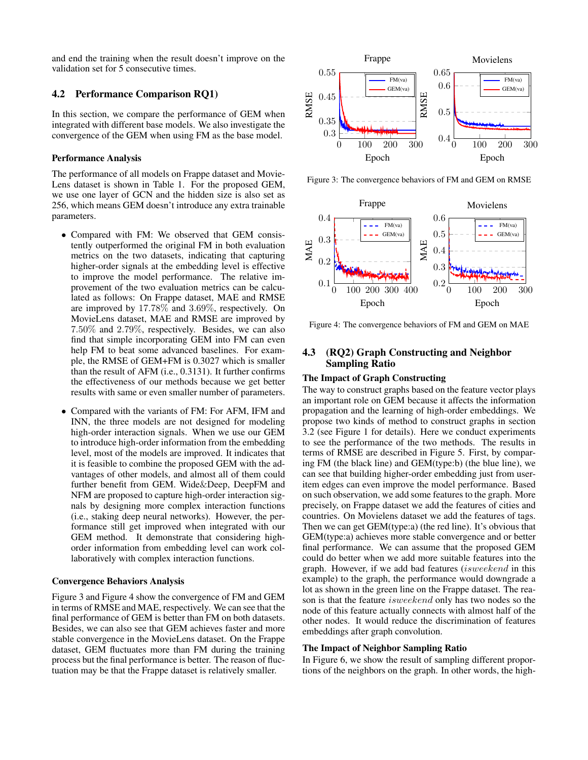and end the training when the result doesn't improve on the validation set for 5 consecutive times.

### 4.2 Performance Comparison RQ1)

In this section, we compare the performance of GEM when integrated with different base models. We also investigate the convergence of the GEM when using FM as the base model.

**Performance Analysis**

The performance of all models on Frappe dataset and MovieLens dataset is shown in Table 1. For the proposed GEM, we use one layer of GCN and the hidden size is also set as 256, which means GEM doesn't introduce any extra trainable parameters.

- Compared with FM: We observed that GEM consistently outperformed the original FM in both evaluation metrics on the two datasets, indicating that capturing higher-order signals at the embedding level is effective to improve the model performance. The relative improvement of the two evaluation metrics can be calculated as follows: On Frappe dataset, MAE and RMSE are improved by $17.78\%$ and $3.69\%$, respectively. On MovieLens dataset, MAE and RMSE are improved by $7.50\%$ and $2.79\%$, respectively. Besides, we can also find that simple incorporating GEM into FM can even help FM to beat some advanced baselines. For example, the RMSE of GEM+FM is 0.3027 which is smaller than the result of AFM (i.e., 0.3131). It further confirms the effectiveness of our methods because we get better results with same or even smaller number of parameters.
- Compared with the variants of FM: For AFM, IFM and INN, the three models are not designed for modeling high-order interaction signals. When we use our GEM to introduce high-order information from the embedding level, most of the models are improved. It indicates that it is feasible to combine the proposed GEM with the advantages of other models, and almost all of them could further benefit from GEM. Wide&Deep, DeepFM and NFM are proposed to capture high-order interaction signals by designing more complex interaction functions (i.e., staking deep neural networks). However, the performance still get improved when integrated with our GEM method. It demonstrate that considering high-order information from embedding level can work collaboratively with complex interaction functions.

**Convergence Behaviors Analysis**

Figure 3 and Figure 4 show the convergence of FM and GEM in terms of RMSE and MAE, respectively. We can see that the final performance of GEM is better than FM on both datasets. Besides, we can also see that GEM achieves faster and more stable convergence in the MovieLens dataset. On the Frappe dataset, GEM fluctuates more than FM during the training process but the final performance is better. The reason of fluctuation may be that the Frappe dataset is relatively smaller.

Figure 3: The convergence behaviors of FM and GEM on RMSE

Figure 4: The convergence behaviors of FM and GEM on MAE

### 4.3 (RQ2) Graph Constructing and Neighbor Sampling Ratio

**The Impact of Graph Constructing**

The way to construct graphs based on the feature vector plays an important role on GEM because it affects the information propagation and the learning of high-order embeddings. We propose two kinds of method to construct graphs in section 3.2 (see Figure 1 for details). Here we conduct experiments to see the performance of the two methods. The results in terms of RMSE are described in Figure 5. First, by comparing FM (the black line) and GEM(type:b) (the blue line), we can see that building higher-order embedding just from user-item edges can even improve the model performance. Based on such observation, we add some features to the graph. More precisely, on Frappe dataset we add the features of cities and countries. On Movielens dataset we add the features of tags. Then we can get GEM(type:a) (the red line). It's obvious that GEM(type:a) achieves more stable convergence and or better final performance. We can assume that the proposed GEM could do better when we add more suitable features into the graph. However, if we add bad features ($isweekend$ in this example) to the graph, the performance would downgrade a lot as shown in the green line on the Frappe dataset. The reason is that the feature $isweekend$ only has two nodes so the node of this feature actually connects with almost half of the other nodes. It would reduce the discrimination of features embeddings after graph convolution.

**The Impact of Neighbor Sampling Ratio**

In Figure 6, we show the result of sampling different proportions of the neighbors on the graph. In other words, the high-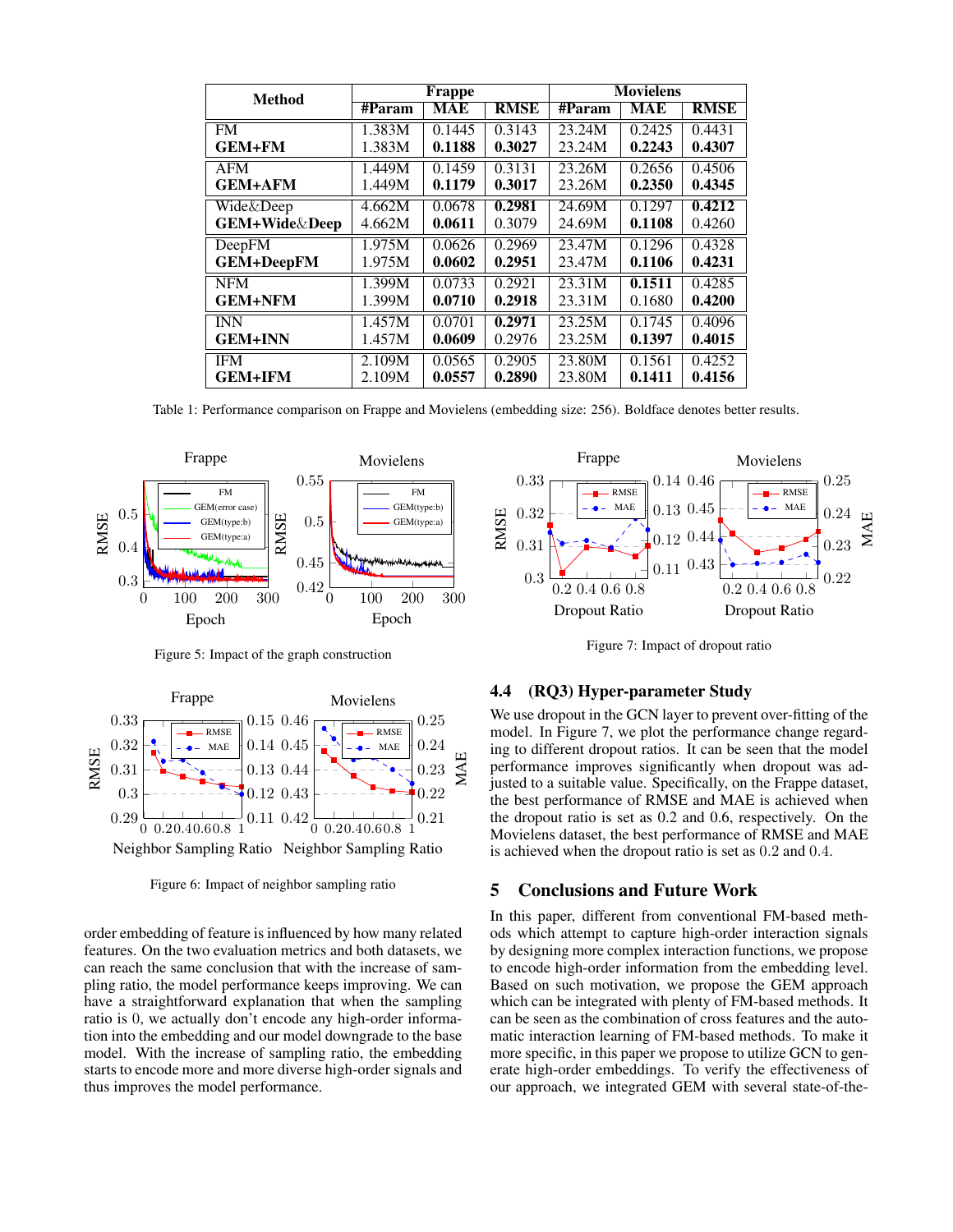| Method | Frappe | | | Movielens | | |
|---|---|---|---|---|---|---|
| | #Param | MAE | RMSE | #Param | MAE | RMSE |
| FM | 1.383M | 0.1445 | 0.3143 | 23.24M | 0.2425 | 0.4431 |
| **GEM+FM** | 1.383M | **0.1188** | **0.3027** | 23.24M | **0.2243** | **0.4307** |
| AFM | 1.449M | 0.1459 | 0.3131 | 23.26M | 0.2656 | 0.4506 |
| **GEM+AFM** | 1.449M | **0.1179** | **0.3017** | 23.26M | **0.2350** | **0.4345** |
| Wide&Deep | 4.662M | 0.0678 | **0.2981** | 24.69M | 0.1297 | **0.4212** |
| **GEM+Wide&Deep** | 4.662M | **0.0611** | 0.3079 | 24.69M | **0.1108** | 0.4260 |
| DeepFM | 1.975M | 0.0626 | 0.2969 | 23.47M | 0.1296 | 0.4328 |
| **GEM+DeepFM** | 1.975M | **0.0602** | **0.2951** | 23.47M | **0.1106** | **0.4231** |
| NFM | 1.399M | 0.0733 | 0.2921 | 23.31M | **0.1511** | 0.4285 |
| **GEM+NFM** | 1.399M | **0.0710** | **0.2918** | 23.31M | 0.1680 | **0.4200** |
| INN | 1.457M | 0.0701 | **0.2971** | 23.25M | 0.1745 | 0.4096 |
| **GEM+INN** | 1.457M | **0.0609** | 0.2976 | 23.25M | **0.1397** | **0.4015** |
| IFM | 2.109M | 0.0565 | 0.2905 | 23.80M | 0.1561 | 0.4252 |
| **GEM+IFM** | 2.109M | **0.0557** | **0.2890** | 23.80M | **0.1411** | **0.4156** |

Table 1: Performance comparison on Frappe and Movielens (embedding size: 256). Boldface denotes better results.

Figure 5: Impact of the graph construction

Figure 6: Impact of neighbor sampling ratio

order embedding of feature is influenced by how many related features. On the two evaluation metrics and both datasets, we can reach the same conclusion that with the increase of sampling ratio, the model performance keeps improving. We can have a straightforward explanation that when the sampling ratio is 0, we actually don't encode any high-order information into the embedding and our model downgrade to the base model. With the increase of sampling ratio, the embedding starts to encode more and more diverse high-order signals and thus improves the model performance.

Figure 7: Impact of dropout ratio

### 4.4 (RQ3) Hyper-parameter Study

We use dropout in the GCN layer to prevent over-fitting of the model. In Figure 7, we plot the performance change regarding to different dropout ratios. It can be seen that the model performance improves significantly when dropout was adjusted to a suitable value. Specifically, on the Frappe dataset, the best performance of RMSE and MAE is achieved when the dropout ratio is set as 0.2 and 0.6, respectively. On the Movielens dataset, the best performance of RMSE and MAE is achieved when the dropout ratio is set as 0.2 and 0.4.

## 5 Conclusions and Future Work

In this paper, different from conventional FM-based methods which attempt to capture high-order interaction signals by designing more complex interaction functions, we propose to encode high-order information from the embedding level. Based on such motivation, we propose the GEM approach which can be integrated with plenty of FM-based methods. It can be seen as the combination of cross features and the automatic interaction learning of FM-based methods. To make it more specific, in this paper we propose to utilize GCN to generate high-order embeddings. To verify the effectiveness of our approach, we integrated GEM with several state-of-the-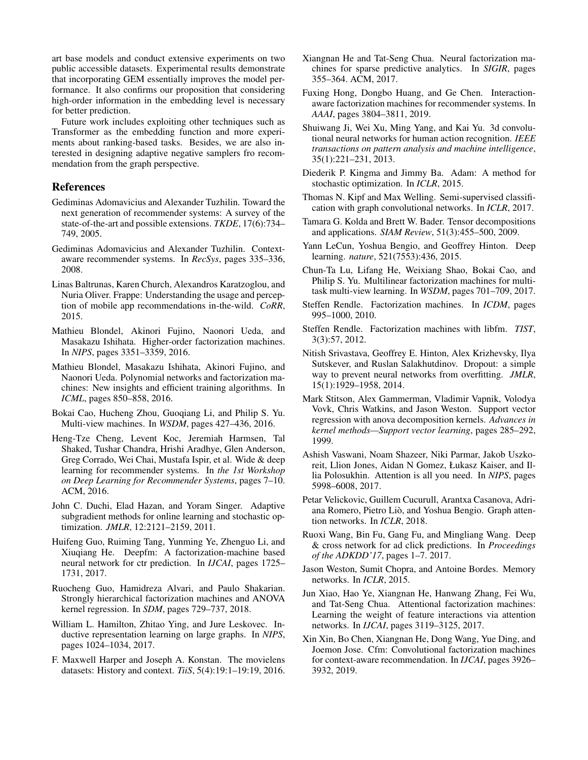art base models and conduct extensive experiments on two public accessible datasets. Experimental results demonstrate that incorporating GEM essentially improves the model performance. It also confirms our proposition that considering high-order information in the embedding level is necessary for better prediction.

Future work includes exploiting other techniques such as Transformer as the embedding function and more experiments about ranking-based tasks. Besides, we are also interested in designing adaptive negative samplers fro recommendation from the graph perspective.

## References

Gediminas Adomavicius and Alexander Tuzhilin. Toward the next generation of recommender systems: A survey of the state-of-the-art and possible extensions. *TKDE*, 17(6):734–749, 2005.

Gediminas Adomavicius and Alexander Tuzhilin. Context-aware recommender systems. In *RecSys*, pages 335–336, 2008.

Linas Baltrunas, Karen Church, Alexandros Karatzoglou, and Nuria Oliver. Frappe: Understanding the usage and perception of mobile app recommendations in-the-wild. *CoRR*, 2015.

Mathieu Blondel, Akinori Fujino, Naonori Ueda, and Masakazu Ishihata. Higher-order factorization machines. In *NIPS*, pages 3351–3359, 2016.

Mathieu Blondel, Masakazu Ishihata, Akinori Fujino, and Naonori Ueda. Polynomial networks and factorization machines: New insights and efficient training algorithms. In *ICML*, pages 850–858, 2016.

Bokai Cao, Hucheng Zhou, Guoqiang Li, and Philip S. Yu. Multi-view machines. In *WSDM*, pages 427–436, 2016.

Heng-Tze Cheng, Levent Koc, Jeremiah Harmsen, Tal Shaked, Tushar Chandra, Hrishi Aradhye, Glen Anderson, Greg Corrado, Wei Chai, Mustafa Ispir, et al. Wide & deep learning for recommender systems. In *the 1st Workshop on Deep Learning for Recommender Systems*, pages 7–10. ACM, 2016.

John C. Duchi, Elad Hazan, and Yoram Singer. Adaptive subgradient methods for online learning and stochastic optimization. *JMLR*, 12:2121–2159, 2011.

Huifeng Guo, Ruiming Tang, Yunming Ye, Zhenguo Li, and Xiuqiang He. Deepfm: A factorization-machine based neural network for ctr prediction. In *IJCAI*, pages 1725–1731, 2017.

Ruocheng Guo, Hamidreza Alvari, and Paulo Shakarian. Strongly hierarchical factorization machines and ANOVA kernel regression. In *SDM*, pages 729–737, 2018.

William L. Hamilton, Zhitao Ying, and Jure Leskovec. Inductive representation learning on large graphs. In *NIPS*, pages 1024–1034, 2017.

F. Maxwell Harper and Joseph A. Konstan. The movielens datasets: History and context. *TiiS*, 5(4):19:1–19:19, 2016.

Xiangnan He and Tat-Seng Chua. Neural factorization machines for sparse predictive analytics. In *SIGIR*, pages 355–364. ACM, 2017.

Fuxing Hong, Dongbo Huang, and Ge Chen. Interaction-aware factorization machines for recommender systems. In *AAAI*, pages 3804–3811, 2019.

Shuiwang Ji, Wei Xu, Ming Yang, and Kai Yu. 3d convolutional neural networks for human action recognition. *IEEE transactions on pattern analysis and machine intelligence*, 35(1):221–231, 2013.

Diederik P. Kingma and Jimmy Ba. Adam: A method for stochastic optimization. In *ICLR*, 2015.

Thomas N. Kipf and Max Welling. Semi-supervised classification with graph convolutional networks. In *ICLR*, 2017.

Tamara G. Kolda and Brett W. Bader. Tensor decompositions and applications. *SIAM Review*, 51(3):455–500, 2009.

Yann LeCun, Yoshua Bengio, and Geoffrey Hinton. Deep learning. *nature*, 521(7553):436, 2015.

Chun-Ta Lu, Lifang He, Weixiang Shao, Bokai Cao, and Philip S. Yu. Multilinear factorization machines for multi-task multi-view learning. In *WSDM*, pages 701–709, 2017.

Steffen Rendle. Factorization machines. In *ICDM*, pages 995–1000, 2010.

Steffen Rendle. Factorization machines with libfm. *TIST*, 3(3):57, 2012.

Nitish Srivastava, Geoffrey E. Hinton, Alex Krizhevsky, Ilya Sutskever, and Ruslan Salakhutdinov. Dropout: a simple way to prevent neural networks from overfitting. *JMLR*, 15(1):1929–1958, 2014.

Mark Stitson, Alex Gammerman, Vladimir Vapnik, Volodya Vovk, Chris Watkins, and Jason Weston. Support vector regression with anova decomposition kernels. *Advances in kernel methods—Support vector learning*, pages 285–292, 1999.

Ashish Vaswani, Noam Shazeer, Niki Parmar, Jakob Uszkoreit, Llion Jones, Aidan N Gomez, Łukasz Kaiser, and Illia Polosukhin. Attention is all you need. In *NIPS*, pages 5998–6008, 2017.

Petar Velickovic, Guillem Cucurull, Arantxa Casanova, Adriana Romero, Pietro Liò, and Yoshua Bengio. Graph attention networks. In *ICLR*, 2018.

Ruoxi Wang, Bin Fu, Gang Fu, and Mingliang Wang. Deep & cross network for ad click predictions. In *Proceedings of the ADKDD'17*, pages 1–7. 2017.

Jason Weston, Sumit Chopra, and Antoine Bordes. Memory networks. In *ICLR*, 2015.

Jun Xiao, Hao Ye, Xiangnan He, Hanwang Zhang, Fei Wu, and Tat-Seng Chua. Attentional factorization machines: Learning the weight of feature interactions via attention networks. In *IJCAI*, pages 3119–3125, 2017.

Xin Xin, Bo Chen, Xiangnan He, Dong Wang, Yue Ding, and Joemon Jose. Cfm: Convolutional factorization machines for context-aware recommendation. In *IJCAI*, pages 3926–3932, 2019.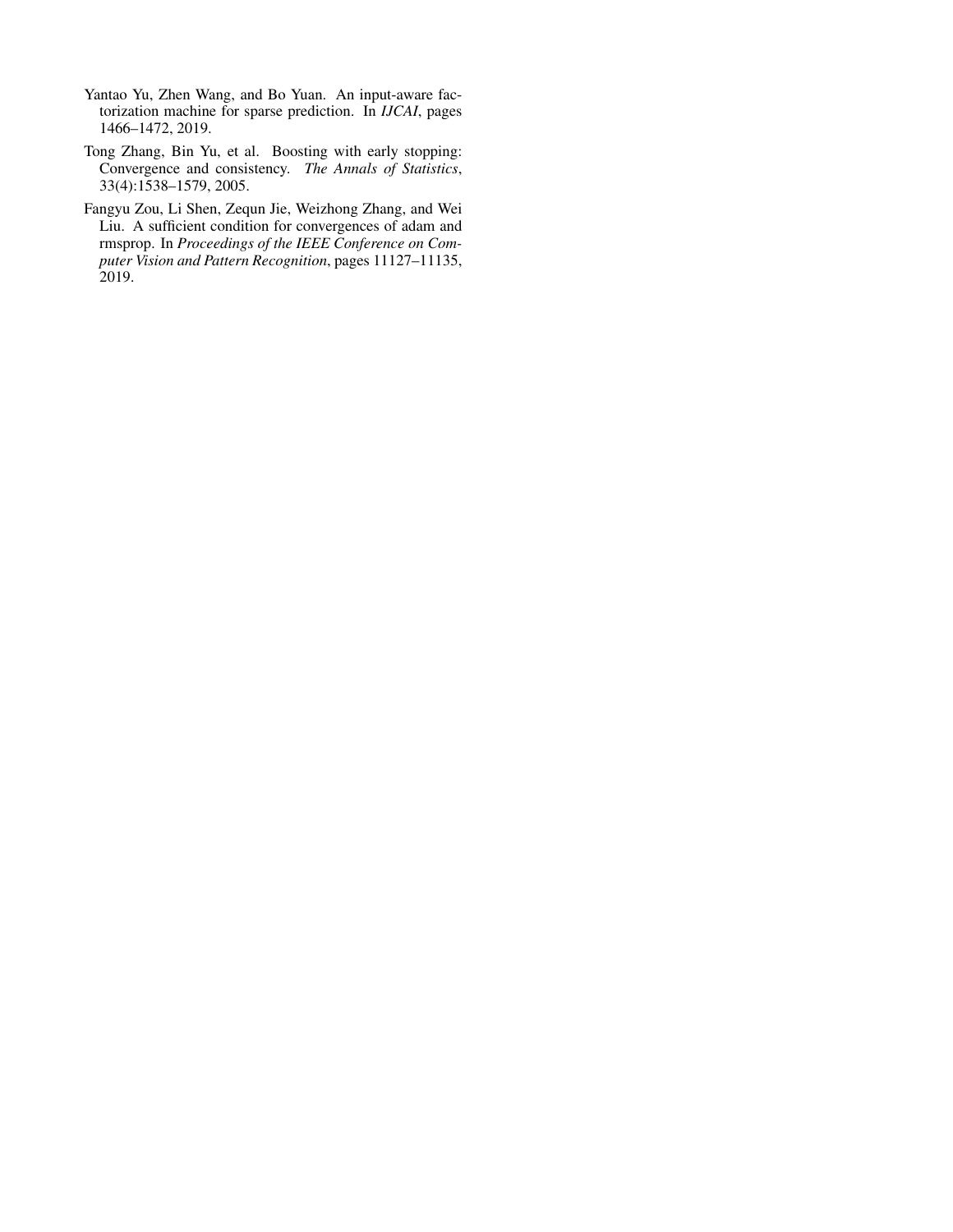Yantao Yu, Zhen Wang, and Bo Yuan. An input-aware factorization machine for sparse prediction. In *IJCAI*, pages 1466–1472, 2019.

Tong Zhang, Bin Yu, et al. Boosting with early stopping: Convergence and consistency. *The Annals of Statistics*, 33(4):1538–1579, 2005.

Fangyu Zou, Li Shen, Zequn Jie, Weizhong Zhang, and Wei Liu. A sufficient condition for convergences of adam and rmsprop. In *Proceedings of the IEEE Conference on Computer Vision and Pattern Recognition*, pages 11127–11135, 2019.